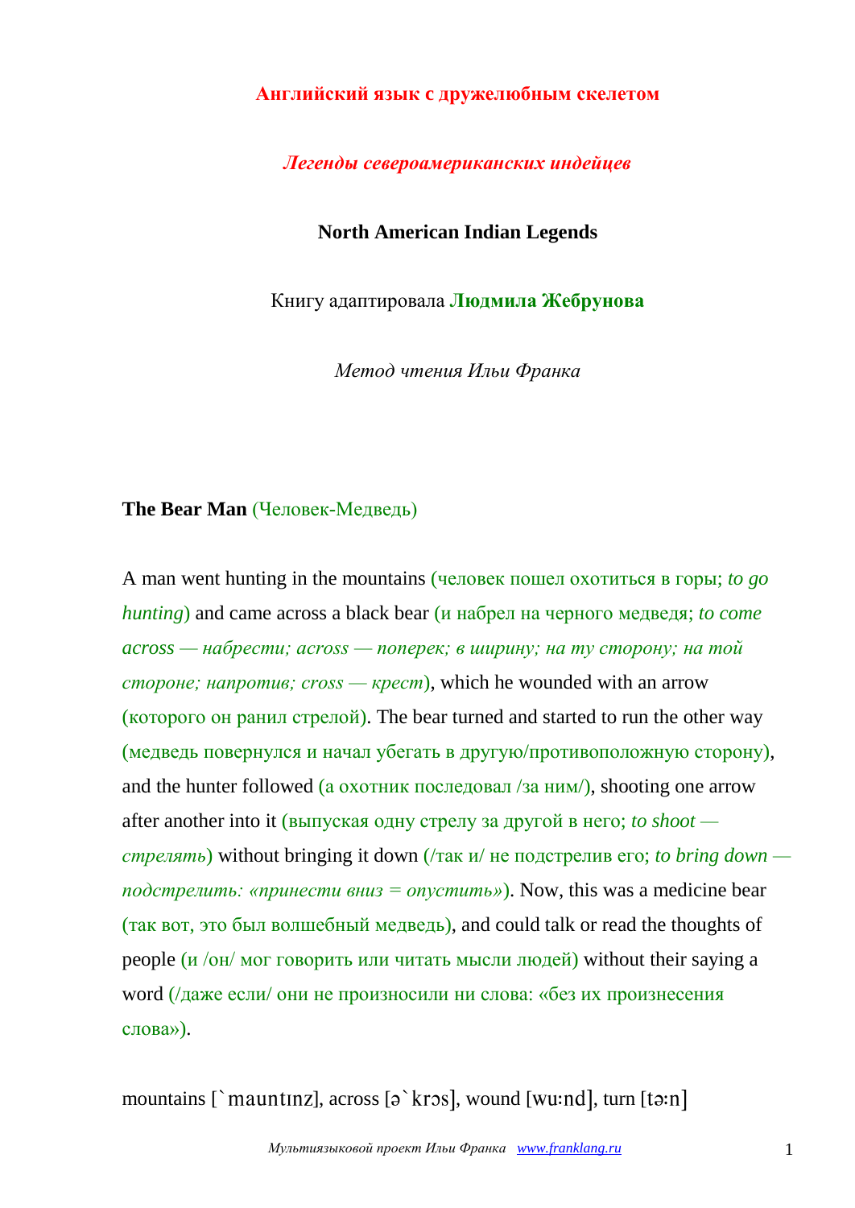**Английский язык с дружелюбным скелетом**

***Легенды североамериканских индейцев***

**North American Indian Legends**

Книгу адаптировала **Людмила Жебрунова**

*Метод чтения Ильи Франка*

**The Bear Man** (Человек-Медведь)

A man went hunting in the mountains (человек пошел охотиться в горы; *to go hunting*) and came across a black bear (и набрел на черного медведя; *to come across — набрести; across — поперек; в ширину; на ту сторону; на той стороне; напротив; cross — крест*), which he wounded with an arrow (которого он ранил стрелой). The bear turned and started to run the other way (медведь повернулся и начал убегать в другую/противоположную сторону), and the hunter followed (а охотник последовал /за ним/), shooting one arrow after another into it (выпуская одну стрелу за другой в него; *to shoot — стрелять*) without bringing it down (/так и/ не подстрелив его; *to bring down — подстрелить: «принести вниз = опустить»*). Now, this was a medicine bear (так вот, это был волшебный медведь), and could talk or read the thoughts of people (и /он/ мог говорить или читать мысли людей) without their saying a word (/даже если/ они не произносили ни слова: «без их произнесения слова»).

mountains [`mauntɪnz], across [ə`krɔs], wound [wu:nd], turn [tə:n]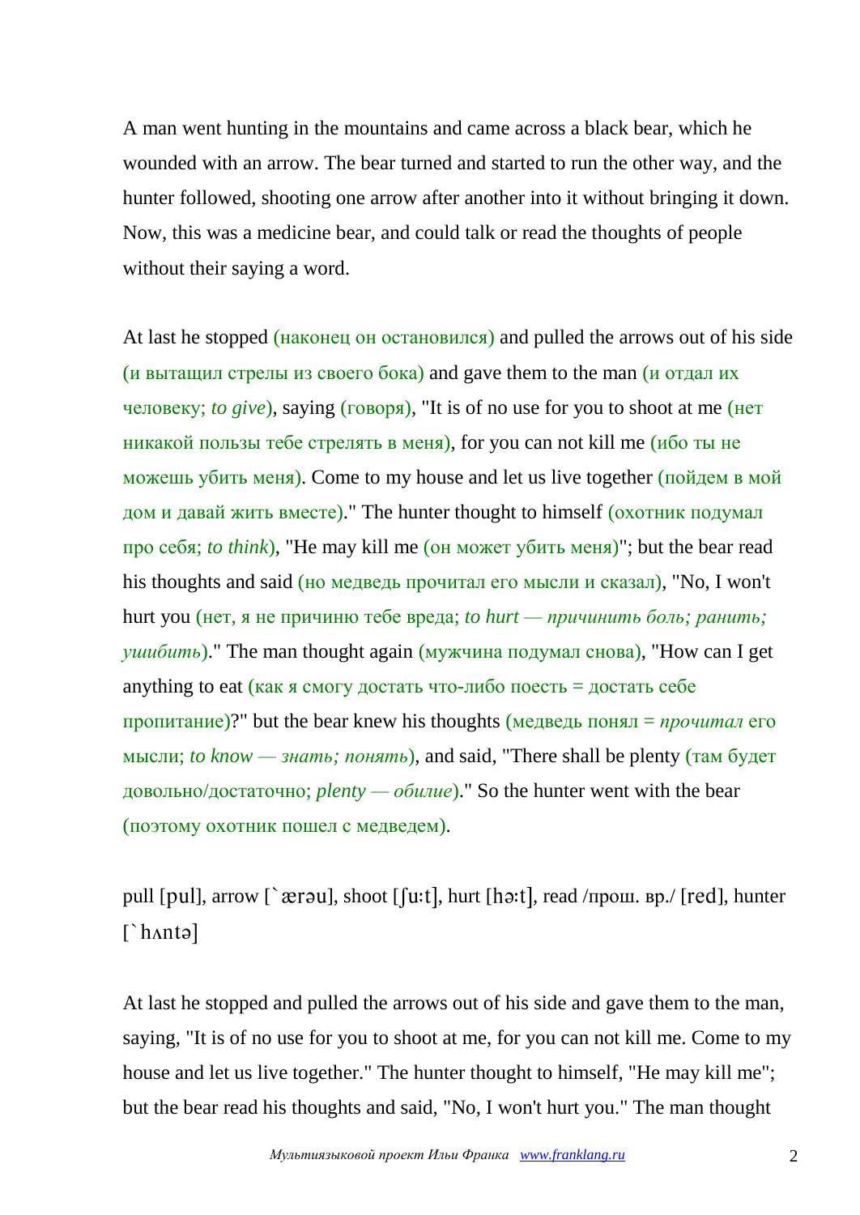A man went hunting in the mountains and came across a black bear, which he wounded with an arrow. The bear turned and started to run the other way, and the hunter followed, shooting one arrow after another into it without bringing it down. Now, this was a medicine bear, and could talk or read the thoughts of people without their saying a word.

At last he stopped (наконец он остановился) and pulled the arrows out of his side (и вытащил стрелы из своего бока) and gave them to the man (и отдал их человеку; *to give*), saying (говоря), "It is of no use for you to shoot at me (нет никакой пользы тебе стрелять в меня), for you can not kill me (ибо ты не можешь убить меня). Come to my house and let us live together (пойдем в мой дом и давай жить вместе)." The hunter thought to himself (охотник подумал про себя; *to think*), "He may kill me (он может убить меня)"; but the bear read his thoughts and said (но медведь прочитал его мысли и сказал), "No, I won't hurt you (нет, я не причиню тебе вреда; *to hurt — причинить боль; ранить; ушибить*)." The man thought again (мужчина подумал снова), "How can I get anything to eat (как я смогу достать что-либо поесть = достать себе пропитание)?" but the bear knew his thoughts (медведь понял = *прочитал* его мысли; *to know — знать; понять*), and said, "There shall be plenty (там будет довольно/достаточно; *plenty — обилие*)." So the hunter went with the bear (поэтому охотник пошел с медведем).

pull [pul], arrow [`ærəu], shoot [ʃu:t], hurt [hə:t], read /прош. вр./ [red], hunter [`hʌntə]

At last he stopped and pulled the arrows out of his side and gave them to the man, saying, "It is of no use for you to shoot at me, for you can not kill me. Come to my house and let us live together." The hunter thought to himself, "He may kill me"; but the bear read his thoughts and said, "No, I won't hurt you." The man thought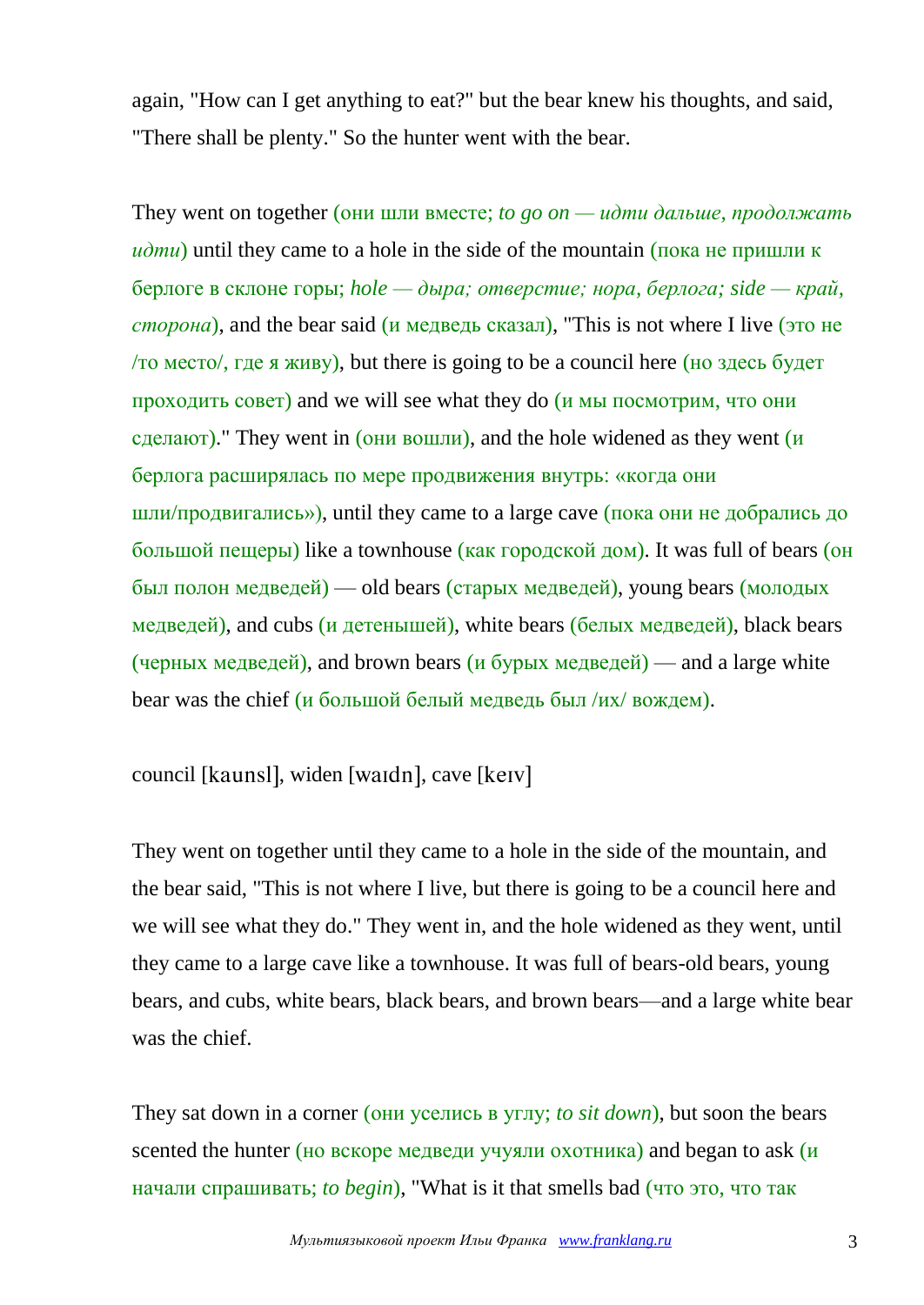again, "How can I get anything to eat?" but the bear knew his thoughts, and said, "There shall be plenty." So the hunter went with the bear.

They went on together (они шли вместе; *to go on — идти дальше, продолжать идти*) until they came to a hole in the side of the mountain (пока не пришли к берлоге в склоне горы; *hole — дыра; отверстие; нора, берлога; side — край, сторона*), and the bear said (и медведь сказал), "This is not where I live (это не /то место/, где я живу), but there is going to be a council here (но здесь будет проходить совет) and we will see what they do (и мы посмотрим, что они сделают)." They went in (они вошли), and the hole widened as they went (и берлога расширялась по мере продвижения внутрь: «когда они шли/продвигались»), until they came to a large cave (пока они не добрались до большой пещеры) like a townhouse (как городской дом). It was full of bears (он был полон медведей) — old bears (старых медведей), young bears (молодых медведей), and cubs (и детенышей), white bears (белых медведей), black bears (черных медведей), and brown bears (и бурых медведей) — and a large white bear was the chief (и большой белый медведь был /их/ вождем).

council [kaunsl], widen [waɪdn], cave [keɪv]

They went on together until they came to a hole in the side of the mountain, and the bear said, "This is not where I live, but there is going to be a council here and we will see what they do." They went in, and the hole widened as they went, until they came to a large cave like a townhouse. It was full of bears-old bears, young bears, and cubs, white bears, black bears, and brown bears—and a large white bear was the chief.

They sat down in a corner (они уселись в углу; *to sit down*), but soon the bears scented the hunter (но вскоре медведи учуяли охотника) and began to ask (и начали спрашивать; *to begin*), "What is it that smells bad (что это, что так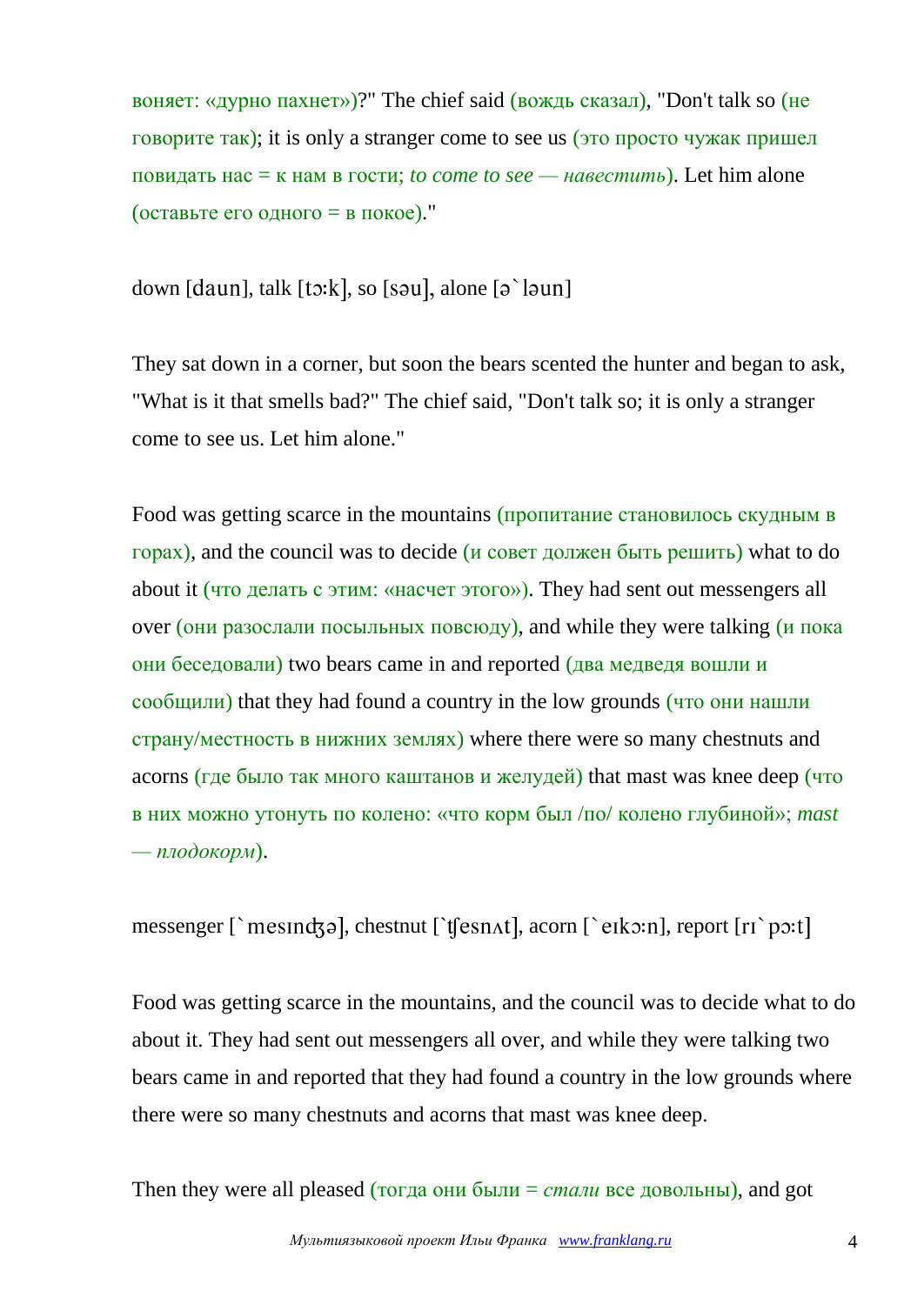воняет: «дурно пахнет»)?" The chief said (вождь сказал), "Don't talk so (не говорите так); it is only a stranger come to see us (это просто чужак пришел повидать нас = к нам в гости; *to come to see — навестить*). Let him alone (оставьте его одного = в покое)."

down [daun], talk [tɔ:k], so [səu], alone [ə`ləun]

They sat down in a corner, but soon the bears scented the hunter and began to ask, "What is it that smells bad?" The chief said, "Don't talk so; it is only a stranger come to see us. Let him alone."

Food was getting scarce in the mountains (пропитание становилось скудным в горах), and the council was to decide (и совет должен быть решить) what to do about it (что делать с этим: «насчет этого»). They had sent out messengers all over (они разослали посыльных повсюду), and while they were talking (и пока они беседовали) two bears came in and reported (два медведя вошли и сообщили) that they had found a country in the low grounds (что они нашли страну/местность в нижних землях) where there were so many chestnuts and acorns (где было так много каштанов и желудей) that mast was knee deep (что в них можно утонуть по колено: «что корм был /по/ колено глубиной»; *mast — плодокорм*).

messenger [`mesɪnʤə], chestnut [`ʧesnʌt], acorn [`eɪkɔ:n], report [rɪ`pɔ:t]

Food was getting scarce in the mountains, and the council was to decide what to do about it. They had sent out messengers all over, and while they were talking two bears came in and reported that they had found a country in the low grounds where there were so many chestnuts and acorns that mast was knee deep.

Then they were all pleased (тогда они были = *стали* все довольны), and got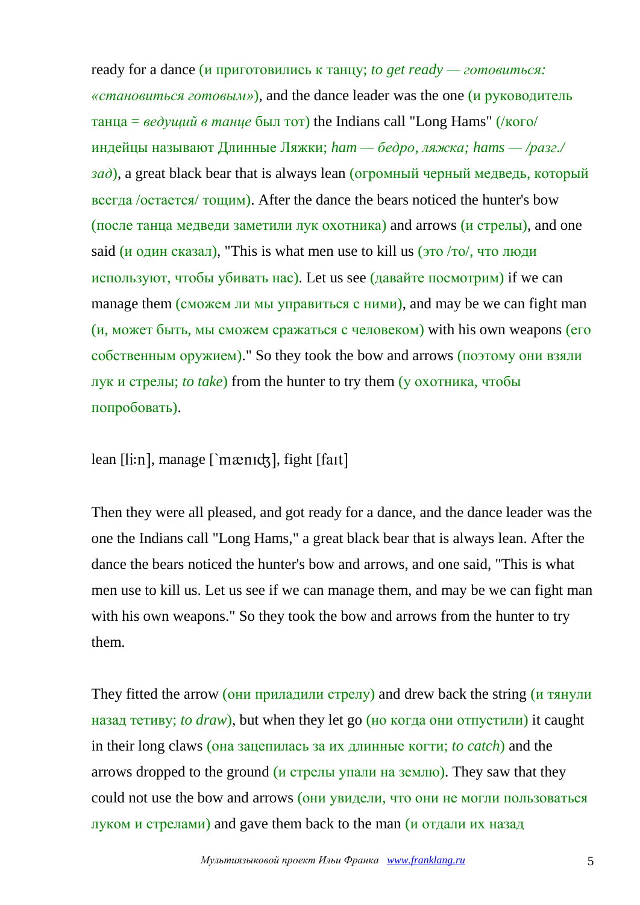ready for a dance (и приготовились к танцу; *to get ready — готовиться: «становиться готовым»*), and the dance leader was the one (и руководитель танца = *ведущий в танце* был тот) the Indians call "Long Hams" (/кого/ индейцы называют Длинные Ляжки; *ham — бедро, ляжка; hams — /разг./ зад*), a great black bear that is always lean (огромный черный медведь, который всегда /остается/ тощим). After the dance the bears noticed the hunter's bow (после танца медведи заметили лук охотника) and arrows (и стрелы), and one said (и один сказал), "This is what men use to kill us (это /то/, что люди используют, чтобы убивать нас). Let us see (давайте посмотрим) if we can manage them (сможем ли мы управиться с ними), and may be we can fight man (и, может быть, мы сможем сражаться с человеком) with his own weapons (его собственным оружием)." So they took the bow and arrows (поэтому они взяли лук и стрелы; *to take*) from the hunter to try them (у охотника, чтобы попробовать).

lean [liːn], manage [`mænɪʤ], fight [faɪt]

Then they were all pleased, and got ready for a dance, and the dance leader was the one the Indians call "Long Hams," a great black bear that is always lean. After the dance the bears noticed the hunter's bow and arrows, and one said, "This is what men use to kill us. Let us see if we can manage them, and may be we can fight man with his own weapons." So they took the bow and arrows from the hunter to try them.

They fitted the arrow (они приладили стрелу) and drew back the string (и тянули назад тетиву; *to draw*), but when they let go (но когда они отпустили) it caught in their long claws (она зацепилась за их длинные когти; *to catch*) and the arrows dropped to the ground (и стрелы упали на землю). They saw that they could not use the bow and arrows (они увидели, что они не могли пользоваться луком и стрелами) and gave them back to the man (и отдали их назад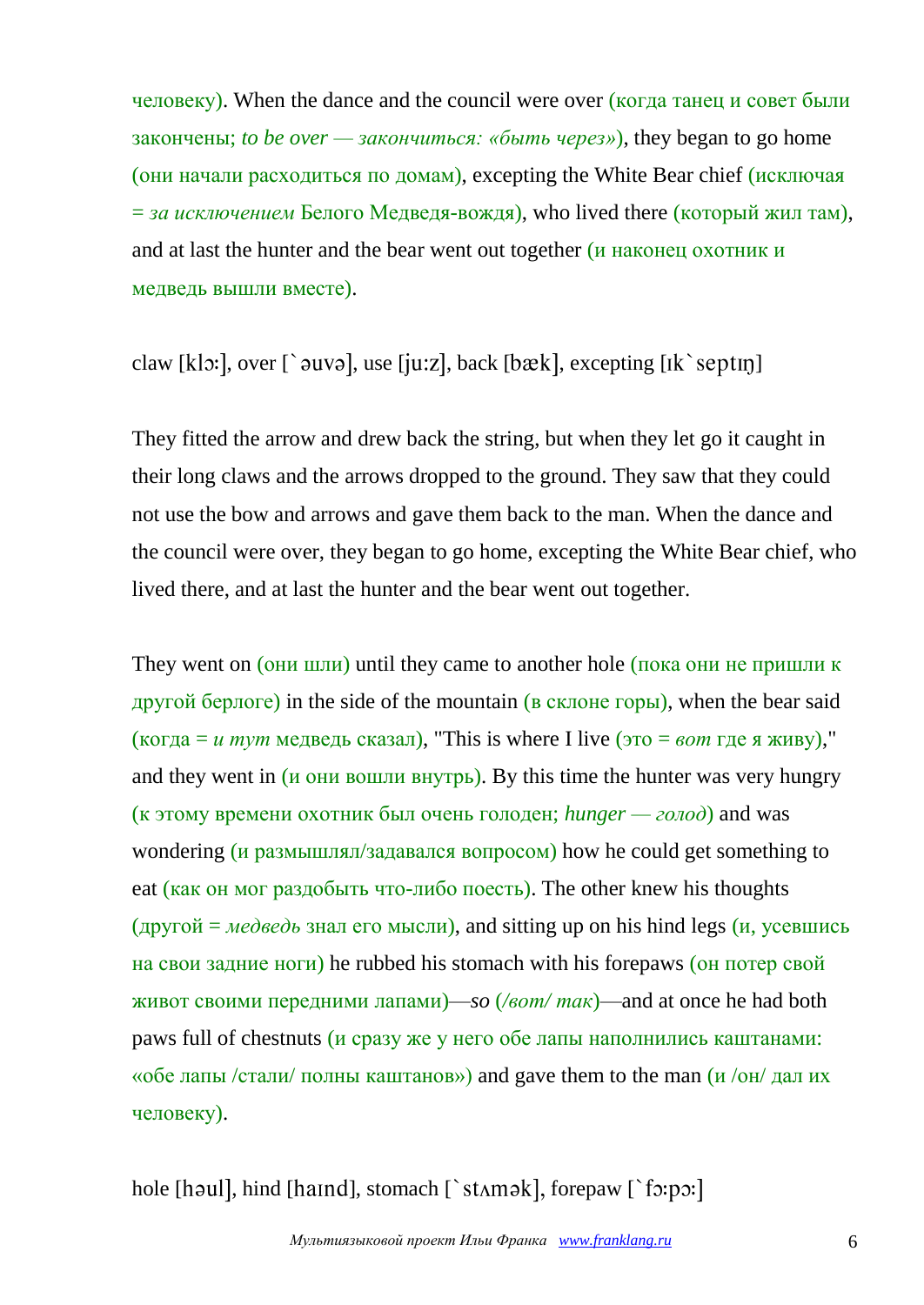человеку). When the dance and the council were over (когда танец и совет были закончены; *to be over — закончиться: «быть через»*), they began to go home (они начали расходиться по домам), excepting the White Bear chief (исключая = *за исключением* Белого Медведя-вождя), who lived there (который жил там), and at last the hunter and the bear went out together (и наконец охотник и медведь вышли вместе).

claw [klɔ:], over [`əuvə], use [ju:z], back [bæk], excepting [ɪk`septɪŋ]

They fitted the arrow and drew back the string, but when they let go it caught in their long claws and the arrows dropped to the ground. They saw that they could not use the bow and arrows and gave them back to the man. When the dance and the council were over, they began to go home, excepting the White Bear chief, who lived there, and at last the hunter and the bear went out together.

They went on (они шли) until they came to another hole (пока они не пришли к другой берлоге) in the side of the mountain (в склоне горы), when the bear said (когда = *и тут* медведь сказал), "This is where I live (это = *вот* где я живу)," and they went in (и они вошли внутрь). By this time the hunter was very hungry (к этому времени охотник был очень голоден; *hunger — голод*) and was wondering (и размышлял/задавался вопросом) how he could get something to eat (как он мог раздобыть что-либо поесть). The other knew his thoughts (другой = *медведь* знал его мысли), and sitting up on his hind legs (и, усевшись на свои задние ноги) he rubbed his stomach with his forepaws (он потер свой живот своими передними лапами)—*so* (*/вот/ так*)—and at once he had both paws full of chestnuts (и сразу же у него обе лапы наполнились каштанами: «обе лапы /стали/ полны каштанов») and gave them to the man (и /он/ дал их человеку).

hole [həul], hind [haɪnd], stomach [`stʌmək], forepaw [`fɔ:pɔ:]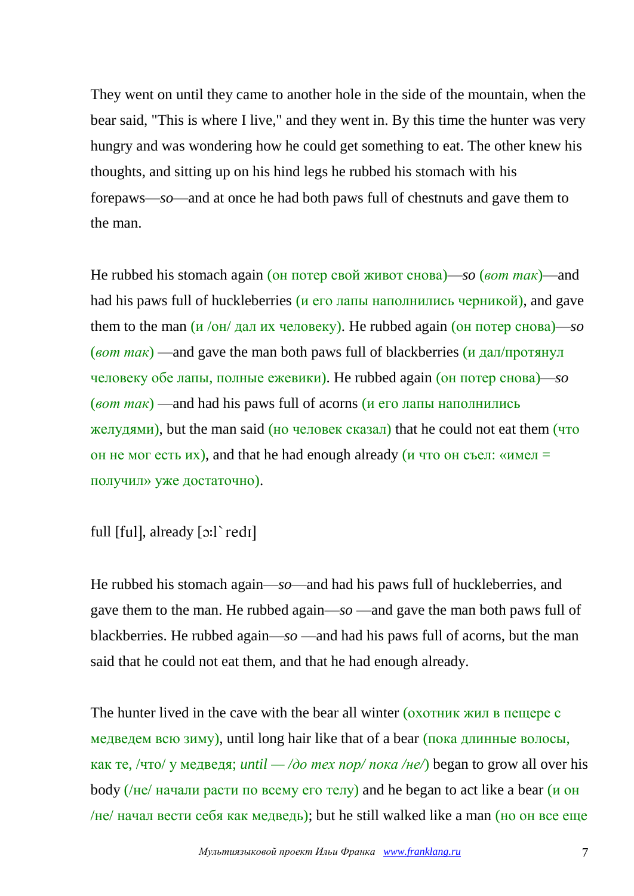They went on until they came to another hole in the side of the mountain, when the bear said, "This is where I live," and they went in. By this time the hunter was very hungry and was wondering how he could get something to eat. The other knew his thoughts, and sitting up on his hind legs he rubbed his stomach with his forepaws—*so*—and at once he had both paws full of chestnuts and gave them to the man.

He rubbed his stomach again (он потер свой живот снова)—*so* (*вот так*)—and had his paws full of huckleberries (и его лапы наполнились черникой), and gave them to the man (и /он/ дал их человеку). He rubbed again (он потер снова)—*so* (*вот так*) —and gave the man both paws full of blackberries (и дал/протянул человеку обе лапы, полные ежевики). He rubbed again (он потер снова)—*so* (*вот так*) —and had his paws full of acorns (и его лапы наполнились желудями), but the man said (но человек сказал) that he could not eat them (что он не мог есть их), and that he had enough already (и что он съел: «имел = получил» уже достаточно).

full [ful], already [ɔ:l`redı]

He rubbed his stomach again—*so*—and had his paws full of huckleberries, and gave them to the man. He rubbed again—*so* —and gave the man both paws full of blackberries. He rubbed again—*so* —and had his paws full of acorns, but the man said that he could not eat them, and that he had enough already.

The hunter lived in the cave with the bear all winter (охотник жил в пещере с медведем всю зиму), until long hair like that of a bear (пока длинные волосы, как те, /что/ у медведя; *until — /до тех пор/ пока /не/*) began to grow all over his body (/не/ начали расти по всему его телу) and he began to act like a bear (и он /не/ начал вести себя как медведь); but he still walked like a man (но он все еще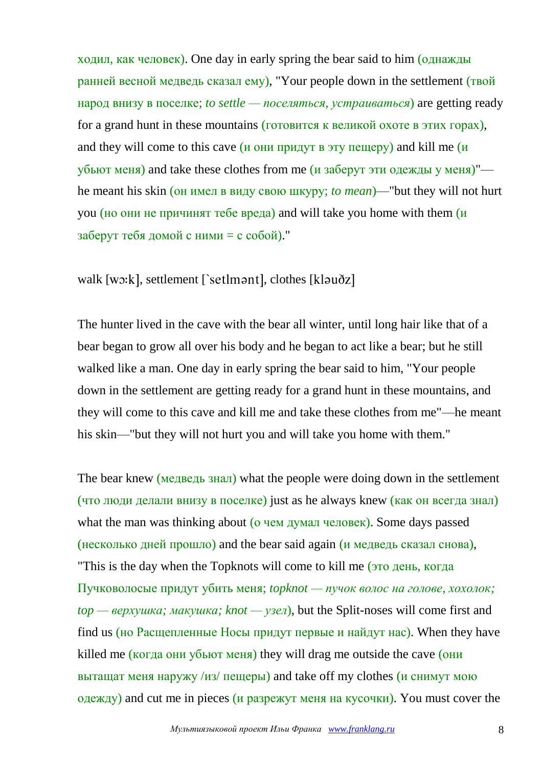ходил, как человек). One day in early spring the bear said to him (однажды ранней весной медведь сказал ему), "Your people down in the settlement (твой народ внизу в поселке; *to settle — поселяться, устраиваться*) are getting ready for a grand hunt in these mountains (готовится к великой охоте в этих горах), and they will come to this cave (и они придут в эту пещеру) and kill me (и убьют меня) and take these clothes from me (и заберут эти одежды у меня)"—he meant his skin (он имел в виду свою шкуру; *to mean*)—"but they will not hurt you (но они не причинят тебе вреда) and will take you home with them (и заберут тебя домой с ними = с собой)."

walk [wɔ:k], settlement [`setlmənt], clothes [kləuðz]

The hunter lived in the cave with the bear all winter, until long hair like that of a bear began to grow all over his body and he began to act like a bear; but he still walked like a man. One day in early spring the bear said to him, "Your people down in the settlement are getting ready for a grand hunt in these mountains, and they will come to this cave and kill me and take these clothes from me"—he meant his skin—"but they will not hurt you and will take you home with them."

The bear knew (медведь знал) what the people were doing down in the settlement (что люди делали внизу в поселке) just as he always knew (как он всегда знал) what the man was thinking about (о чем думал человек). Some days passed (несколько дней прошло) and the bear said again (и медведь сказал снова), "This is the day when the Topknots will come to kill me (это день, когда Пучковолосые придут убить меня; *topknot — пучок волос на голове, хохолок; top — верхушка; макушка; knot — узел*), but the Split-noses will come first and find us (но Расщепленные Носы придут первые и найдут нас). When they have killed me (когда они убьют меня) they will drag me outside the cave (они вытащат меня наружу /из/ пещеры) and take off my clothes (и снимут мою одежду) and cut me in pieces (и разрежут меня на кусочки). You must cover the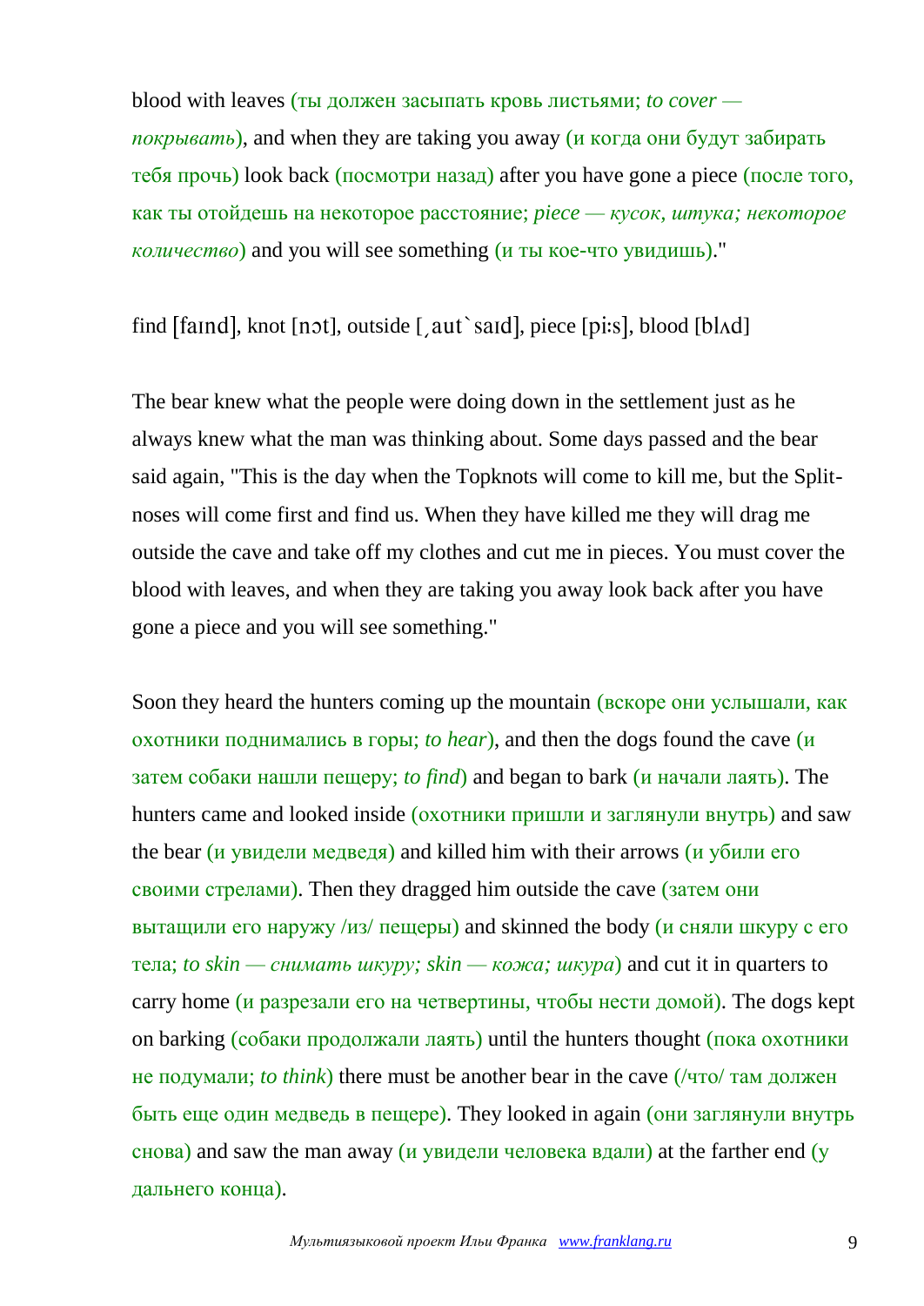blood with leaves (ты должен засыпать кровь листьями; *to cover — покрывать*), and when they are taking you away (и когда они будут забирать тебя прочь) look back (посмотри назад) after you have gone a piece (после того, как ты отойдешь на некоторое расстояние; *piece — кусок, штука; некоторое количество*) and you will see something (и ты кое-что увидишь)."

find [faɪnd], knot [nɔt], outside [ˌautˋsaɪd], piece [pi:s], blood [blʌd]

The bear knew what the people were doing down in the settlement just as he always knew what the man was thinking about. Some days passed and the bear said again, "This is the day when the Topknots will come to kill me, but the Split-noses will come first and find us. When they have killed me they will drag me outside the cave and take off my clothes and cut me in pieces. You must cover the blood with leaves, and when they are taking you away look back after you have gone a piece and you will see something."

Soon they heard the hunters coming up the mountain (вскоре они услышали, как охотники поднимались в горы; *to hear*), and then the dogs found the cave (и затем собаки нашли пещеру; *to find*) and began to bark (и начали лаять). The hunters came and looked inside (охотники пришли и заглянули внутрь) and saw the bear (и увидели медведя) and killed him with their arrows (и убили его своими стрелами). Then they dragged him outside the cave (затем они вытащили его наружу /из/ пещеры) and skinned the body (и сняли шкуру с его тела; *to skin — снимать шкуру; skin — кожа; шкура*) and cut it in quarters to carry home (и разрезали его на четвертины, чтобы нести домой). The dogs kept on barking (собаки продолжали лаять) until the hunters thought (пока охотники не подумали; *to think*) there must be another bear in the cave (/что/ там должен быть еще один медведь в пещере). They looked in again (они заглянули внутрь снова) and saw the man away (и увидели человека вдали) at the farther end (у дальнего конца).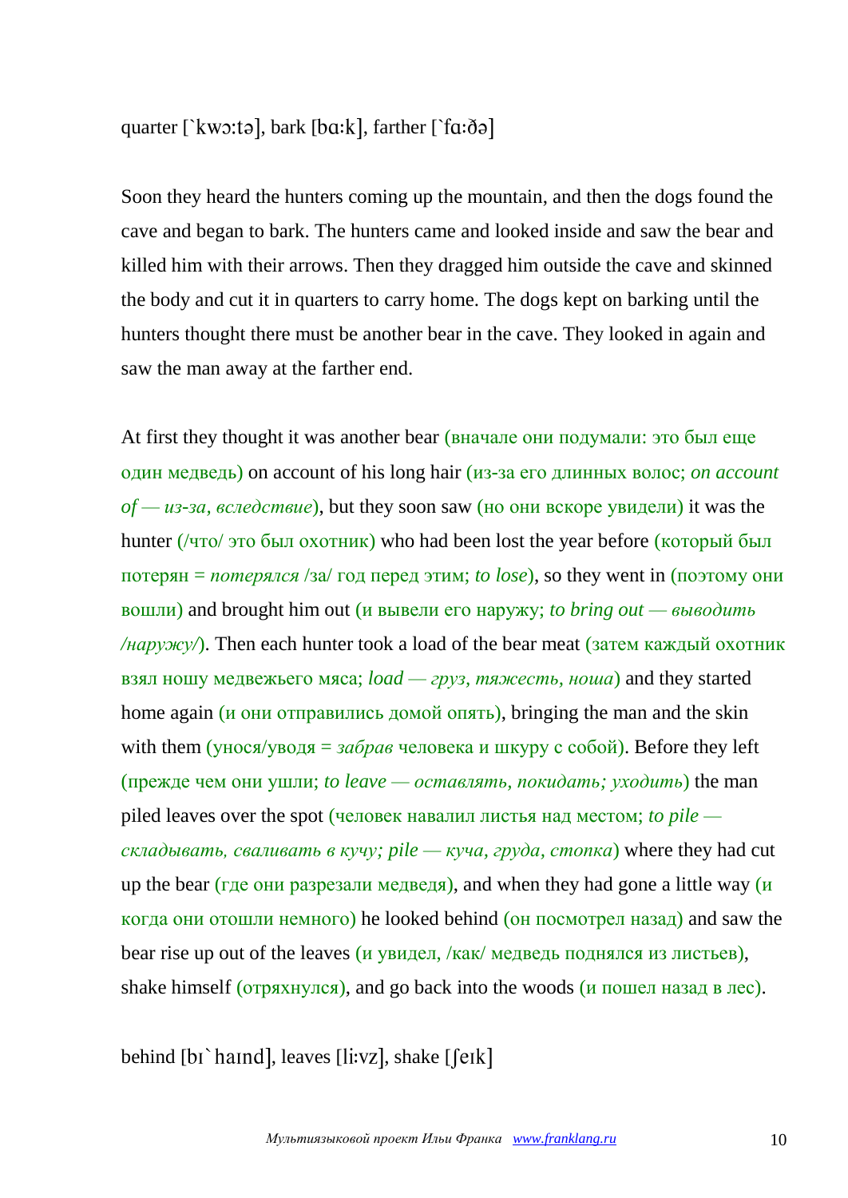quarter [`kwɔ:tə], bark [bɑ:k], farther [`fɑ:ðə]

Soon they heard the hunters coming up the mountain, and then the dogs found the cave and began to bark. The hunters came and looked inside and saw the bear and killed him with their arrows. Then they dragged him outside the cave and skinned the body and cut it in quarters to carry home. The dogs kept on barking until the hunters thought there must be another bear in the cave. They looked in again and saw the man away at the farther end.

At first they thought it was another bear (вначале они подумали: это был еще один медведь) on account of his long hair (из-за его длинных волос; *on account of — из-за, вследствие*), but they soon saw (но они вскоре увидели) it was the hunter (/что/ это был охотник) who had been lost the year before (который был потерян = *потерялся* /за/ год перед этим; *to lose*), so they went in (поэтому они вошли) and brought him out (и вывели его наружу; *to bring out — выводить /наружу/*). Then each hunter took a load of the bear meat (затем каждый охотник взял ношу медвежьего мяса; *load — груз, тяжесть, ноша*) and they started home again (и они отправились домой опять), bringing the man and the skin with them (унося/уводя = *забрав* человека и шкуру с собой). Before they left (прежде чем они ушли; *to leave — оставлять, покидать; уходить*) the man piled leaves over the spot (человек навалил листья над местом; *to pile — складывать, сваливать в кучу; pile — куча, груда, стопка*) where they had cut up the bear (где они разрезали медведя), and when they had gone a little way (и когда они отошли немного) he looked behind (он посмотрел назад) and saw the bear rise up out of the leaves (и увидел, /как/ медведь поднялся из листьев), shake himself (отряхнулся), and go back into the woods (и пошел назад в лес).

behind [bɪ`haɪnd], leaves [li:vz], shake [ʃeɪk]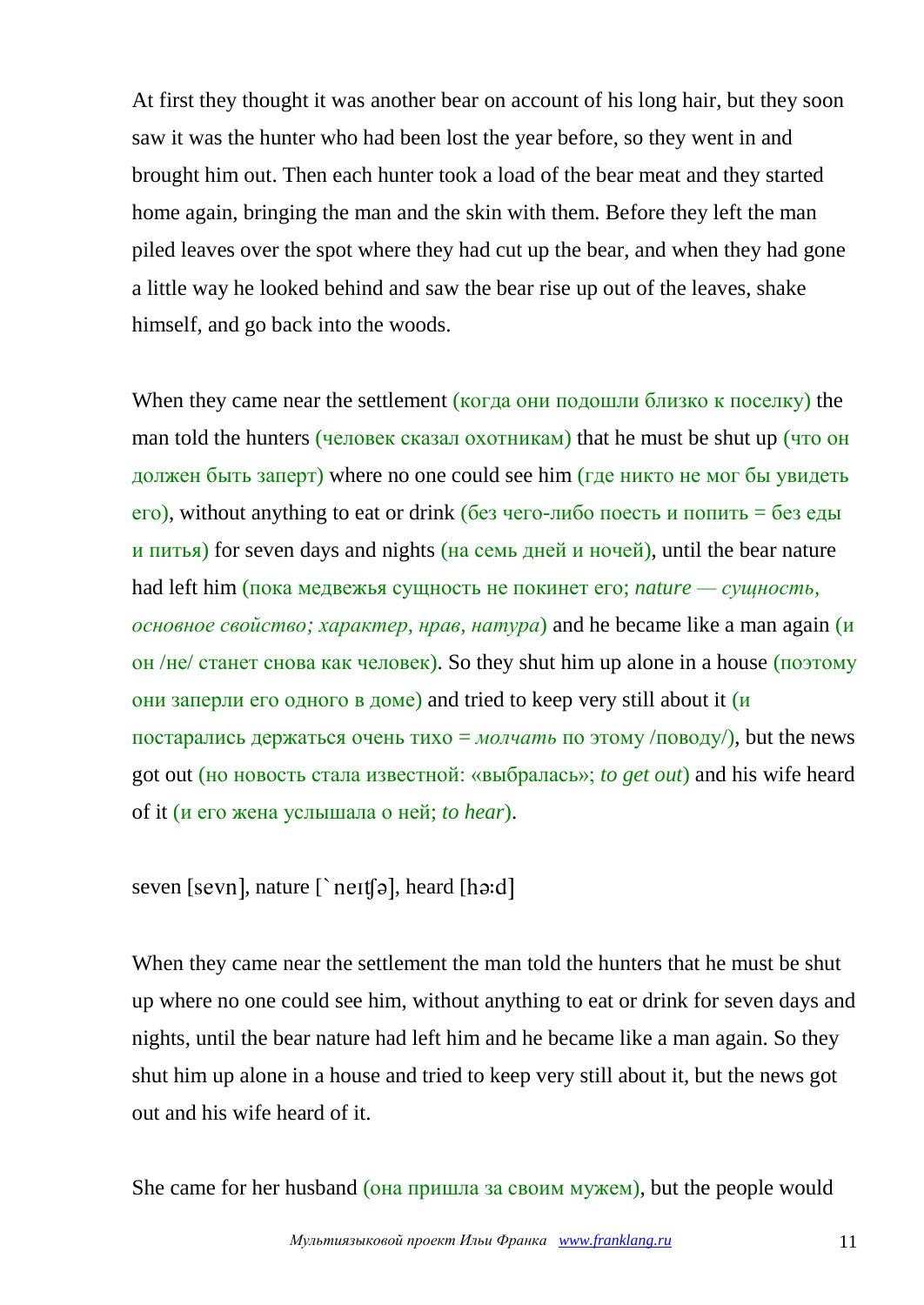At first they thought it was another bear on account of his long hair, but they soon saw it was the hunter who had been lost the year before, so they went in and brought him out. Then each hunter took a load of the bear meat and they started home again, bringing the man and the skin with them. Before they left the man piled leaves over the spot where they had cut up the bear, and when they had gone a little way he looked behind and saw the bear rise up out of the leaves, shake himself, and go back into the woods.

When they came near the settlement (когда они подошли близко к поселку) the man told the hunters (человек сказал охотникам) that he must be shut up (что он должен быть заперт) where no one could see him (где никто не мог бы увидеть его), without anything to eat or drink (без чего-либо поесть и попить = без еды и питья) for seven days and nights (на семь дней и ночей), until the bear nature had left him (пока медвежья сущность не покинет его; *nature — сущность, основное свойство; характер, нрав, натура*) and he became like a man again (и он /не/ станет снова как человек). So they shut him up alone in a house (поэтому они заперли его одного в доме) and tried to keep very still about it (и постарались держаться очень тихо = *молчать* по этому /поводу/), but the news got out (но новость стала известной: «выбралась»; *to get out*) and his wife heard of it (и его жена услышала о ней; *to hear*).

seven [sevn], nature [`neɪʧə], heard [hə:d]

When they came near the settlement the man told the hunters that he must be shut up where no one could see him, without anything to eat or drink for seven days and nights, until the bear nature had left him and he became like a man again. So they shut him up alone in a house and tried to keep very still about it, but the news got out and his wife heard of it.

She came for her husband (она пришла за своим мужем), but the people would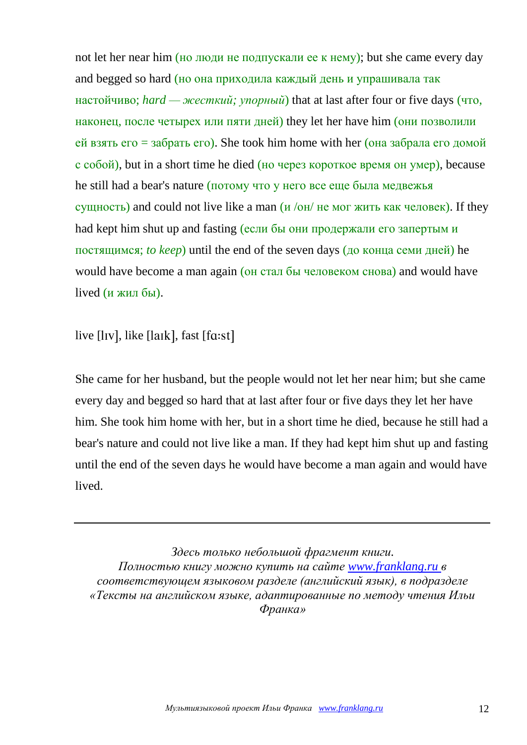not let her near him (но люди не подпускали ее к нему); but she came every day and begged so hard (но она приходила каждый день и упрашивала так настойчиво; *hard — жесткий; упорный*) that at last after four or five days (что, наконец, после четырех или пяти дней) they let her have him (они позволили ей взять его = забрать его). She took him home with her (она забрала его домой с собой), but in a short time he died (но через короткое время он умер), because he still had a bear's nature (потому что у него все еще была медвежья сущность) and could not live like a man (и /он/ не мог жить как человек). If they had kept him shut up and fasting (если бы они продержали его запертым и постящимся; *to keep*) until the end of the seven days (до конца семи дней) he would have become a man again (он стал бы человеком снова) and would have lived (и жил бы).

live [lɪv], like [laɪk], fast [fɑ:st]

She came for her husband, but the people would not let her near him; but she came every day and begged so hard that at last after four or five days they let her have him. She took him home with her, but in a short time he died, because he still had a bear's nature and could not live like a man. If they had kept him shut up and fasting until the end of the seven days he would have become a man again and would have lived.

---

*Здесь только небольшой фрагмент книги.*
*Полностью книгу можно купить на сайте [www.franklang.ru](http://www.franklang.ru) в соответствующем языковом разделе (английский язык), в подразделе «Тексты на английском языке, адаптированные по методу чтения Ильи Франка»*